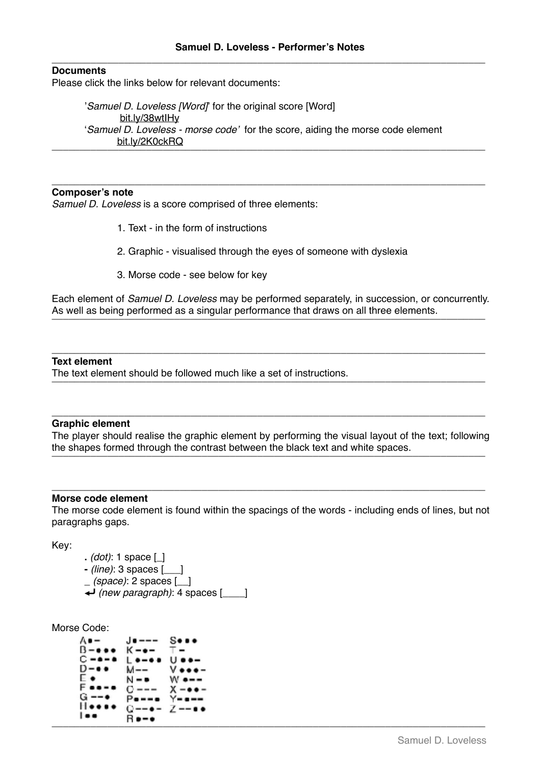# Samuel D. Loveless - Performer's Notes

## Documents

Please click the links below for relevant documents:

> '*Samuel D. Loveless [Word]*' for the original score [Word]
> bit.ly/38wtIHy
> '*Samuel D. Loveless - morse code*' for the score, aiding the morse code element
> bit.ly/2K0ckRQ

## Composer's note

*Samuel D. Loveless* is a score comprised of three elements:

1. Text - in the form of instructions
2. Graphic - visualised through the eyes of someone with dyslexia
3. Morse code - see below for key

Each element of *Samuel D. Loveless* may be performed separately, in succession, or concurrently. As well as being performed as a singular performance that draws on all three elements.

## Text element

The text element should be followed much like a set of instructions.

## Graphic element

The player should realise the graphic element by performing the visual layout of the text; following the shapes formed through the contrast between the black text and white spaces.

## Morse code element

The morse code element is found within the spacings of the words - including ends of lines, but not paragraphs gaps.

Key:

- **.** *(dot)*: 1 space [_]
- **-** *(line)*: 3 spaces [___]
- _ *(space)*: 2 spaces [__]
- ↵ *(new paragraph)*: 4 spaces [____]

Morse Code:

| | | |
|---|---|---|
| A •− | J •−−− | S ••• |
| B −••• | K −•− | T − |
| C −•−• | L •−•• | U ••− |
| D −•• | M −− | V •••− |
| E • | N −• | W •−− |
| F ••−• | O −−− | X −••− |
| G −−• | P •−−• | Y −•−− |
| H •••• | Q −−•− | Z −−•• |
| I •• | R •−• | |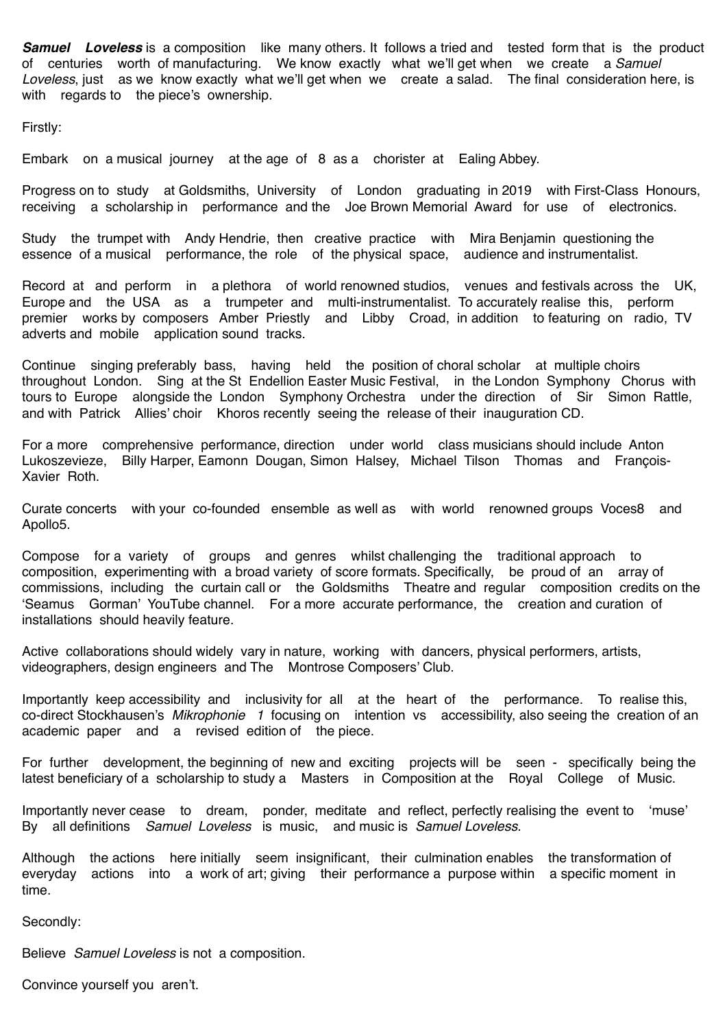***Samuel Loveless*** is a composition like many others. It follows a tried and tested form that is the product of centuries worth of manufacturing. We know exactly what we'll get when we create a *Samuel Loveless*, just as we know exactly what we'll get when we create a salad. The final consideration here, is with regards to the piece's ownership.

Firstly:

Embark on a musical journey at the age of 8 as a chorister at Ealing Abbey.

Progress on to study at Goldsmiths, University of London graduating in 2019 with First-Class Honours, receiving a scholarship in performance and the Joe Brown Memorial Award for use of electronics.

Study the trumpet with Andy Hendrie, then creative practice with Mira Benjamin questioning the essence of a musical performance, the role of the physical space, audience and instrumentalist.

Record at and perform in a plethora of world renowned studios, venues and festivals across the UK, Europe and the USA as a trumpeter and multi-instrumentalist. To accurately realise this, perform premier works by composers Amber Priestly and Libby Croad, in addition to featuring on radio, TV adverts and mobile application sound tracks.

Continue singing preferably bass, having held the position of choral scholar at multiple choirs throughout London. Sing at the St Endellion Easter Music Festival, in the London Symphony Chorus with tours to Europe alongside the London Symphony Orchestra under the direction of Sir Simon Rattle, and with Patrick Allies' choir Khoros recently seeing the release of their inauguration CD.

For a more comprehensive performance, direction under world class musicians should include Anton Lukoszevieze, Billy Harper, Eamonn Dougan, Simon Halsey, Michael Tilson Thomas and François-Xavier Roth.

Curate concerts with your co-founded ensemble as well as with world renowned groups Voces8 and Apollo5.

Compose for a variety of groups and genres whilst challenging the traditional approach to composition, experimenting with a broad variety of score formats. Specifically, be proud of an array of commissions, including the curtain call or the Goldsmiths Theatre and regular composition credits on the 'Seamus Gorman' YouTube channel. For a more accurate performance, the creation and curation of installations should heavily feature.

Active collaborations should widely vary in nature, working with dancers, physical performers, artists, videographers, design engineers and The Montrose Composers' Club.

Importantly keep accessibility and inclusivity for all at the heart of the performance. To realise this, co-direct Stockhausen's *Mikrophonie 1* focusing on intention vs accessibility, also seeing the creation of an academic paper and a revised edition of the piece.

For further development, the beginning of new and exciting projects will be seen - specifically being the latest beneficiary of a scholarship to study a Masters in Composition at the Royal College of Music.

Importantly never cease to dream, ponder, meditate and reflect, perfectly realising the event to 'muse'
By all definitions *Samuel Loveless* is music, and music is *Samuel Loveless.*

Although the actions here initially seem insignificant, their culmination enables the transformation of everyday actions into a work of art; giving their performance a purpose within a specific moment in time.

Secondly:

Believe *Samuel Loveless* is not a composition.

Convince yourself you aren't.